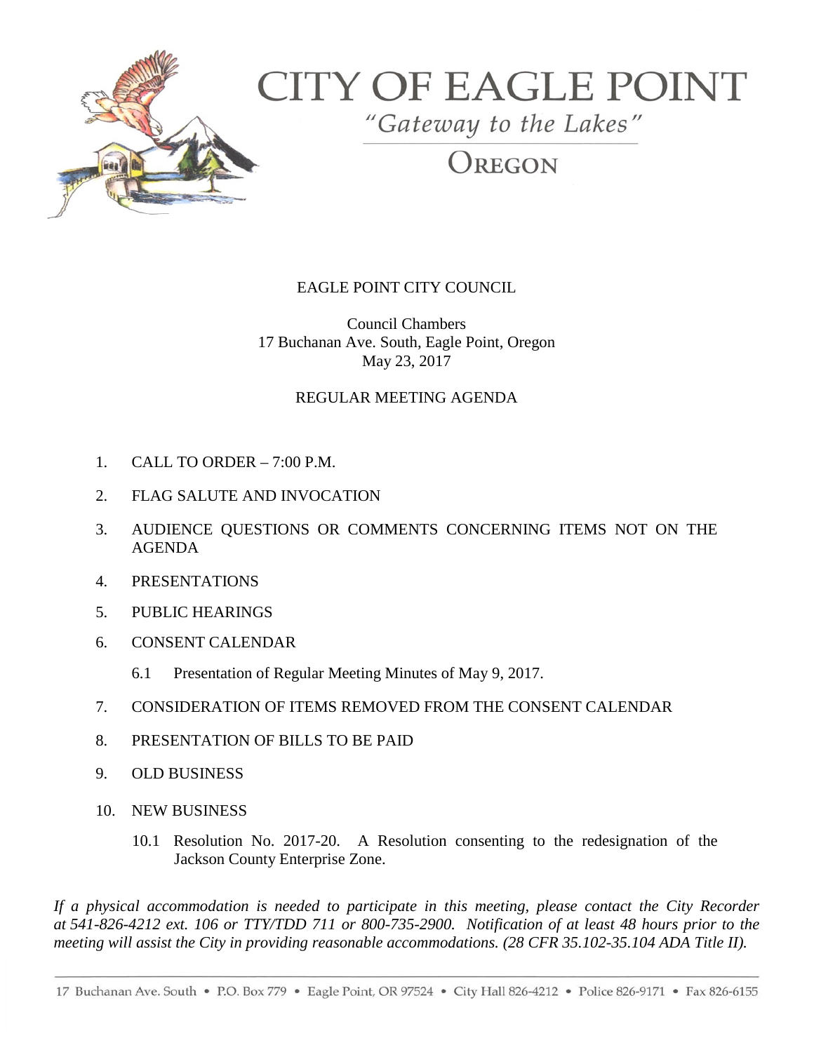# CITY OF EAGLE POINT

*"Gateway to the Lakes"*

OREGON

EAGLE POINT CITY COUNCIL

Council Chambers
17 Buchanan Ave. South, Eagle Point, Oregon
May 23, 2017

REGULAR MEETING AGENDA

1. CALL TO ORDER – 7:00 P.M.
2. FLAG SALUTE AND INVOCATION
3. AUDIENCE QUESTIONS OR COMMENTS CONCERNING ITEMS NOT ON THE AGENDA
4. PRESENTATIONS
5. PUBLIC HEARINGS
6. CONSENT CALENDAR
   - 6.1 Presentation of Regular Meeting Minutes of May 9, 2017.
7. CONSIDERATION OF ITEMS REMOVED FROM THE CONSENT CALENDAR
8. PRESENTATION OF BILLS TO BE PAID
9. OLD BUSINESS
10. NEW BUSINESS
    - 10.1 Resolution No. 2017-20. A Resolution consenting to the redesignation of the Jackson County Enterprise Zone.

*If a physical accommodation is needed to participate in this meeting, please contact the City Recorder at 541-826-4212 ext. 106 or TTY/TDD 711 or 800-735-2900. Notification of at least 48 hours prior to the meeting will assist the City in providing reasonable accommodations. (28 CFR 35.102-35.104 ADA Title II).*

17 Buchanan Ave. South • P.O. Box 779 • Eagle Point, OR 97524 • City Hall 826-4212 • Police 826-9171 • Fax 826-6155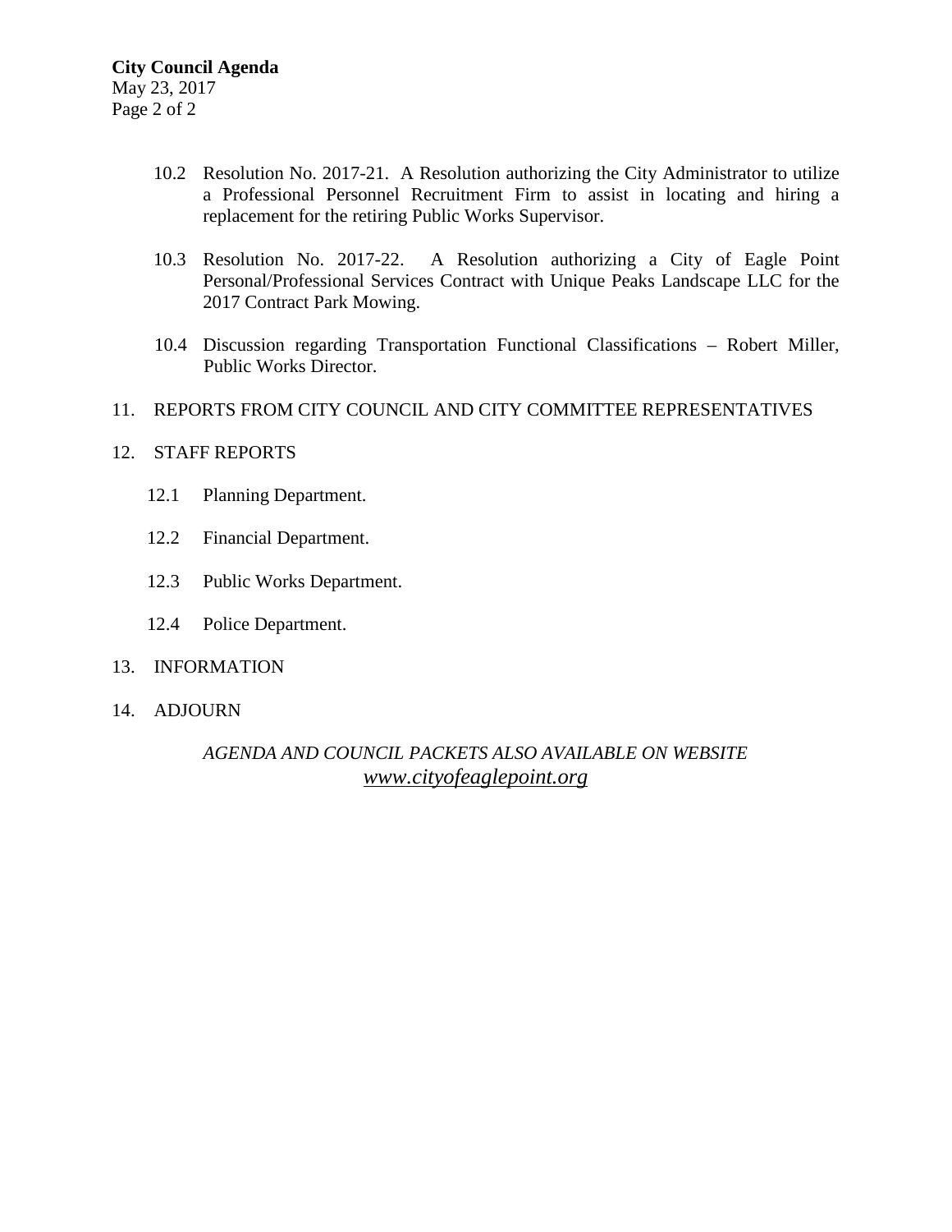10.2 Resolution No. 2017-21. A Resolution authorizing the City Administrator to utilize a Professional Personnel Recruitment Firm to assist in locating and hiring a replacement for the retiring Public Works Supervisor.

10.3 Resolution No. 2017-22. A Resolution authorizing a City of Eagle Point Personal/Professional Services Contract with Unique Peaks Landscape LLC for the 2017 Contract Park Mowing.

10.4 Discussion regarding Transportation Functional Classifications – Robert Miller, Public Works Director.

11. REPORTS FROM CITY COUNCIL AND CITY COMMITTEE REPRESENTATIVES

12. STAFF REPORTS

12.1 Planning Department.

12.2 Financial Department.

12.3 Public Works Department.

12.4 Police Department.

13. INFORMATION

14. ADJOURN

*AGENDA AND COUNCIL PACKETS ALSO AVAILABLE ON WEBSITE*
*www.cityofeaglepoint.org*